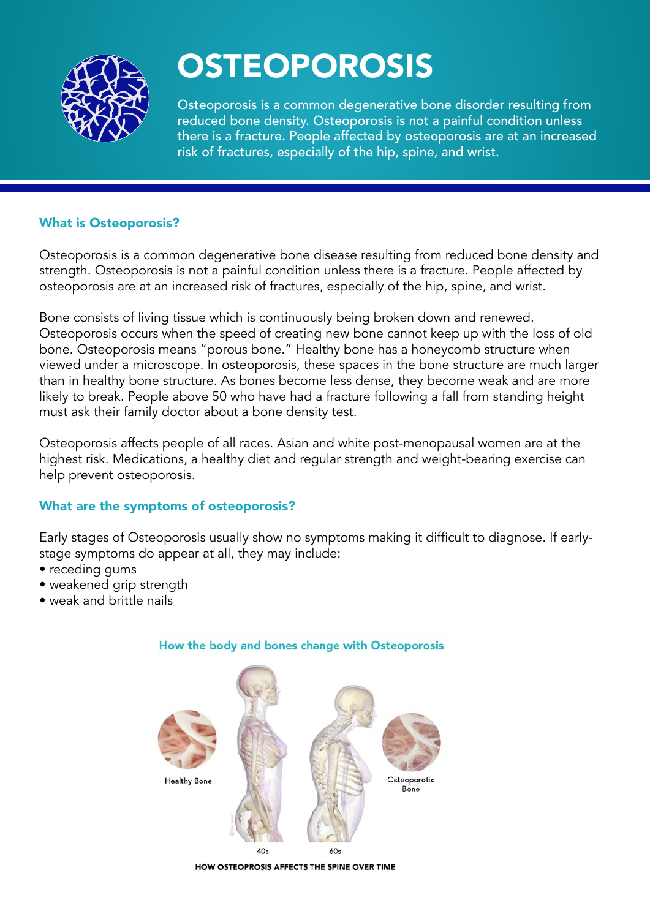# OSTEOPOROSIS

Osteoporosis is a common degenerative bone disorder resulting from reduced bone density. Osteoporosis is not a painful condition unless there is a fracture. People affected by osteoporosis are at an increased risk of fractures, especially of the hip, spine, and wrist.

## What is Osteoporosis?

Osteoporosis is a common degenerative bone disease resulting from reduced bone density and strength. Osteoporosis is not a painful condition unless there is a fracture. People affected by osteoporosis are at an increased risk of fractures, especially of the hip, spine, and wrist.

Bone consists of living tissue which is continuously being broken down and renewed. Osteoporosis occurs when the speed of creating new bone cannot keep up with the loss of old bone. Osteoporosis means "porous bone." Healthy bone has a honeycomb structure when viewed under a microscope. In osteoporosis, these spaces in the bone structure are much larger than in healthy bone structure. As bones become less dense, they become weak and are more likely to break. People above 50 who have had a fracture following a fall from standing height must ask their family doctor about a bone density test.

Osteoporosis affects people of all races. Asian and white post-menopausal women are at the highest risk. Medications, a healthy diet and regular strength and weight-bearing exercise can help prevent osteoporosis.

## What are the symptoms of osteoporosis?

Early stages of Osteoporosis usually show no symptoms making it difficult to diagnose. If early-stage symptoms do appear at all, they may include:

- receding gums
- weakened grip strength
- weak and brittle nails

How the body and bones change with Osteoporosis

Healthy Bone

Osteoporotic Bone

40s

60s

HOW OSTEOPROSIS AFFECTS THE SPINE OVER TIME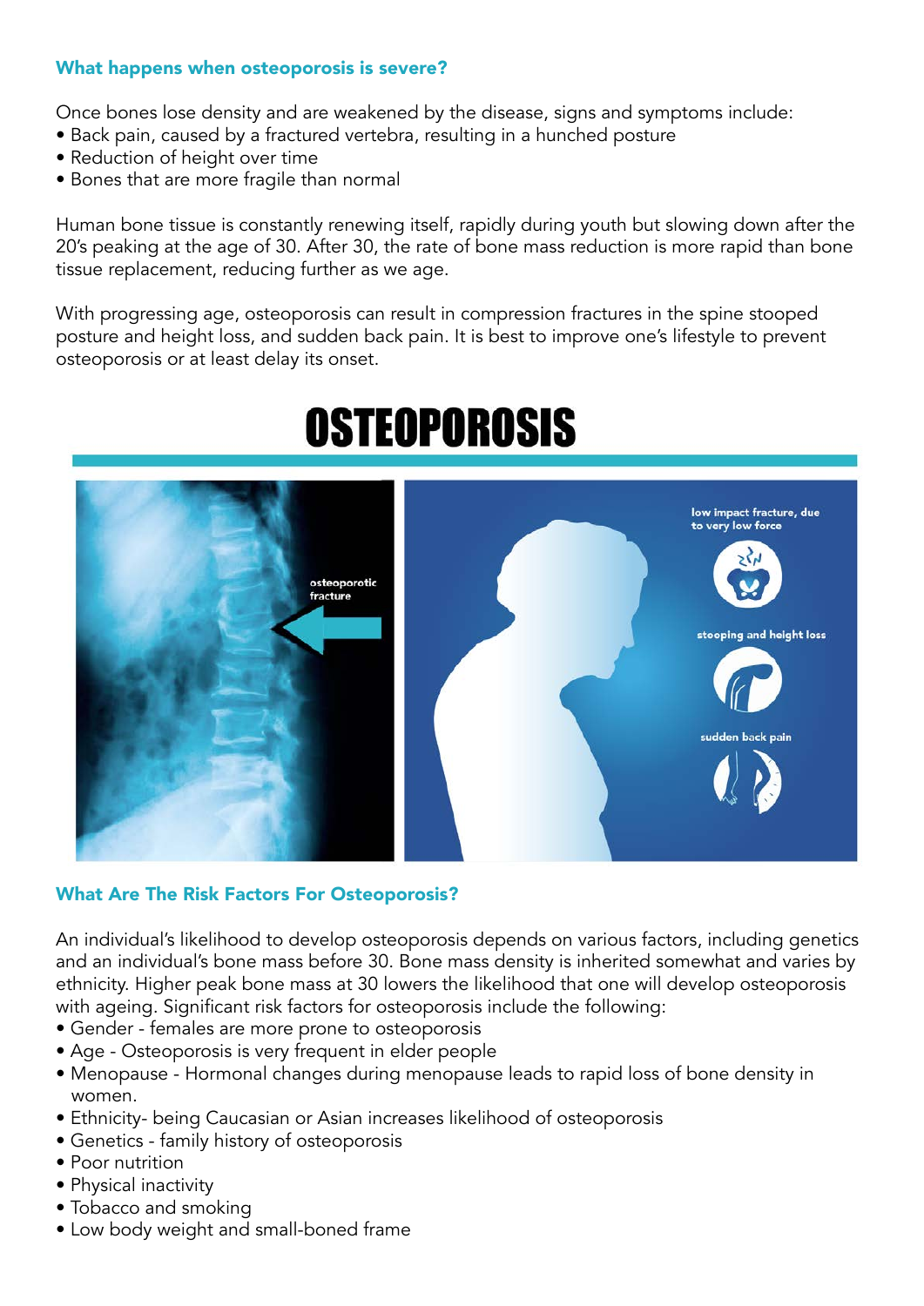### What happens when osteoporosis is severe?

Once bones lose density and are weakened by the disease, signs and symptoms include:

- Back pain, caused by a fractured vertebra, resulting in a hunched posture
- Reduction of height over time
- Bones that are more fragile than normal

Human bone tissue is constantly renewing itself, rapidly during youth but slowing down after the 20's peaking at the age of 30. After 30, the rate of bone mass reduction is more rapid than bone tissue replacement, reducing further as we age.

With progressing age, osteoporosis can result in compression fractures in the spine stooped posture and height loss, and sudden back pain. It is best to improve one's lifestyle to prevent osteoporosis or at least delay its onset.

# OSTEOPOROSIS

osteoporotic fracture

low impact fracture, due to very low force

stooping and height loss

sudden back pain

### What Are The Risk Factors For Osteoporosis?

An individual's likelihood to develop osteoporosis depends on various factors, including genetics and an individual's bone mass before 30. Bone mass density is inherited somewhat and varies by ethnicity. Higher peak bone mass at 30 lowers the likelihood that one will develop osteoporosis with ageing. Significant risk factors for osteoporosis include the following:

- Gender - females are more prone to osteoporosis
- Age - Osteoporosis is very frequent in elder people
- Menopause - Hormonal changes during menopause leads to rapid loss of bone density in women.
- Ethnicity- being Caucasian or Asian increases likelihood of osteoporosis
- Genetics - family history of osteoporosis
- Poor nutrition
- Physical inactivity
- Tobacco and smoking
- Low body weight and small-boned frame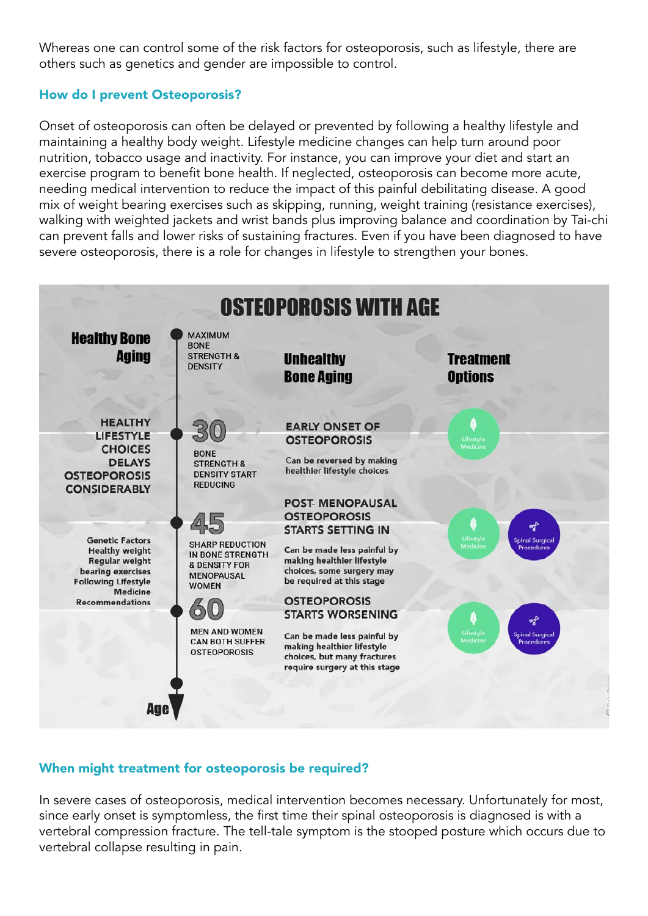Whereas one can control some of the risk factors for osteoporosis, such as lifestyle, there are others such as genetics and gender are impossible to control.

## How do I prevent Osteoporosis?

Onset of osteoporosis can often be delayed or prevented by following a healthy lifestyle and maintaining a healthy body weight. Lifestyle medicine changes can help turn around poor nutrition, tobacco usage and inactivity. For instance, you can improve your diet and start an exercise program to benefit bone health. If neglected, osteoporosis can become more acute, needing medical intervention to reduce the impact of this painful debilitating disease. A good mix of weight bearing exercises such as skipping, running, weight training (resistance exercises), walking with weighted jackets and wrist bands plus improving balance and coordination by Tai-chi can prevent falls and lower risks of sustaining fractures. Even if you have been diagnosed to have severe osteoporosis, there is a role for changes in lifestyle to strengthen your bones.

### OSTEOPOROSIS WITH AGE

| Healthy Bone Aging | Age | Unhealthy Bone Aging | Treatment Options |
|---|---|---|---|
| | MAXIMUM BONE STRENGTH & DENSITY | | |
| HEALTHY LIFESTYLE CHOICES DELAYS OSTEOPOROSIS CONSIDERABLY | 30 – BONE STRENGTH & DENSITY START REDUCING | EARLY ONSET OF OSTEOPOROSIS – Can be reversed by making healthier lifestyle choices | Lifestyle Medicine |
| Genetic Factors, Healthy weight, Regular weight bearing exercises, Following Lifestyle Medicine Recommendations | 45 – SHARP REDUCTION IN BONE STRENGTH & DENSITY FOR MENOPAUSAL WOMEN | POST-MENOPAUSAL OSTEOPOROSIS STARTS SETTING IN – Can be made less painful by making healthier lifestyle choices, some surgery may be required at this stage | Lifestyle Medicine; Spinal Surgical Procedures |
| | 60 – MEN AND WOMEN CAN BOTH SUFFER OSTEOPOROSIS | OSTEOPOROSIS STARTS WORSENING – Can be made less painful by making healthier lifestyle choices, but many fractures require surgery at this stage | Lifestyle Medicine; Spinal Surgical Procedures |

## When might treatment for osteoporosis be required?

In severe cases of osteoporosis, medical intervention becomes necessary. Unfortunately for most, since early onset is symptomless, the first time their spinal osteoporosis is diagnosed is with a vertebral compression fracture. The tell-tale symptom is the stooped posture which occurs due to vertebral collapse resulting in pain.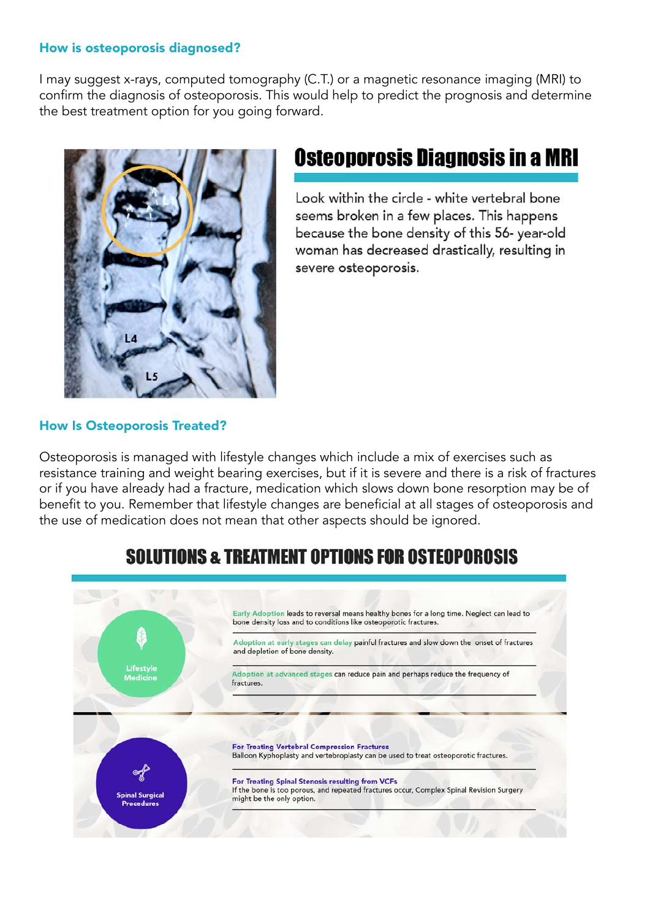### How is osteoporosis diagnosed?

I may suggest x-rays, computed tomography (C.T.) or a magnetic resonance imaging (MRI) to confirm the diagnosis of osteoporosis. This would help to predict the prognosis and determine the best treatment option for you going forward.

## Osteoporosis Diagnosis in a MRI

Look within the circle - white vertebral bone seems broken in a few places. This happens because the bone density of this 56- year-old woman has decreased drastically, resulting in severe osteoporosis.

### How Is Osteoporosis Treated?

Osteoporosis is managed with lifestyle changes which include a mix of exercises such as resistance training and weight bearing exercises, but if it is severe and there is a risk of fractures or if you have already had a fracture, medication which slows down bone resorption may be of benefit to you. Remember that lifestyle changes are beneficial at all stages of osteoporosis and the use of medication does not mean that other aspects should be ignored.

## SOLUTIONS & TREATMENT OPTIONS FOR OSTEOPOROSIS

**Lifestyle Medicine**

Early Adoption leads to reversal means healthy bones for a long time. Neglect can lead to bone density loss and to conditions like osteoporotic fractures.

Adoption at early stages can delay painful fractures and slow down the onset of fractures and depletion of bone density.

Adoption at advanced stages can reduce pain and perhaps reduce the frequency of fractures.

**Spinal Surgical Procedures**

**For Treating Vertebral Compression Fractures**
Balloon Kyphoplasty and vertebroplasty can be used to treat osteoporotic fractures.

**For Treating Spinal Stenosis resulting from VCFs**
If the bone is too porous, and repeated fractures occur, Complex Spinal Revision Surgery might be the only option.